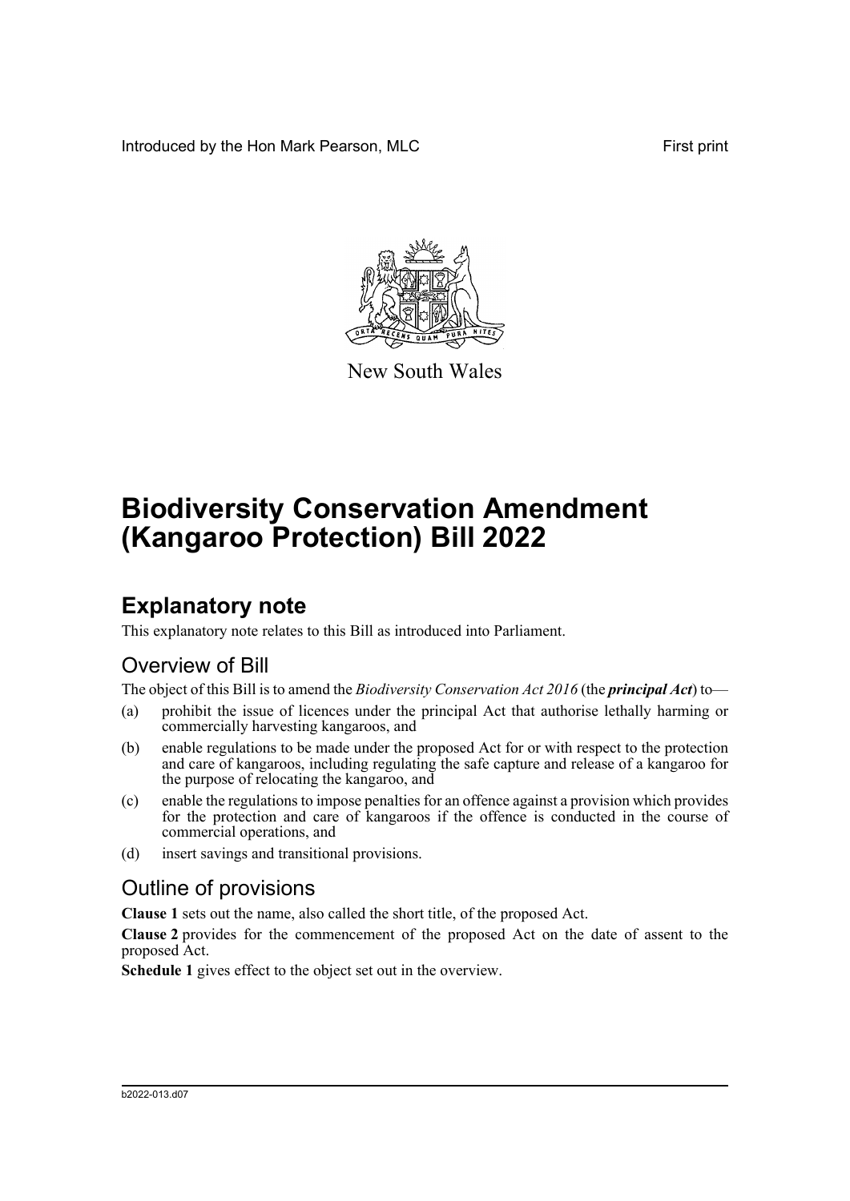Introduced by the Hon Mark Pearson, MLC First print

New South Wales

# Biodiversity Conservation Amendment (Kangaroo Protection) Bill 2022

## Explanatory note

This explanatory note relates to this Bill as introduced into Parliament.

### Overview of Bill

The object of this Bill is to amend the *Biodiversity Conservation Act 2016* (the ***principal Act***) to—

(a) prohibit the issue of licences under the principal Act that authorise lethally harming or commercially harvesting kangaroos, and

(b) enable regulations to be made under the proposed Act for or with respect to the protection and care of kangaroos, including regulating the safe capture and release of a kangaroo for the purpose of relocating the kangaroo, and

(c) enable the regulations to impose penalties for an offence against a provision which provides for the protection and care of kangaroos if the offence is conducted in the course of commercial operations, and

(d) insert savings and transitional provisions.

### Outline of provisions

**Clause 1** sets out the name, also called the short title, of the proposed Act.

**Clause 2** provides for the commencement of the proposed Act on the date of assent to the proposed Act.

**Schedule 1** gives effect to the object set out in the overview.

b2022-013.d07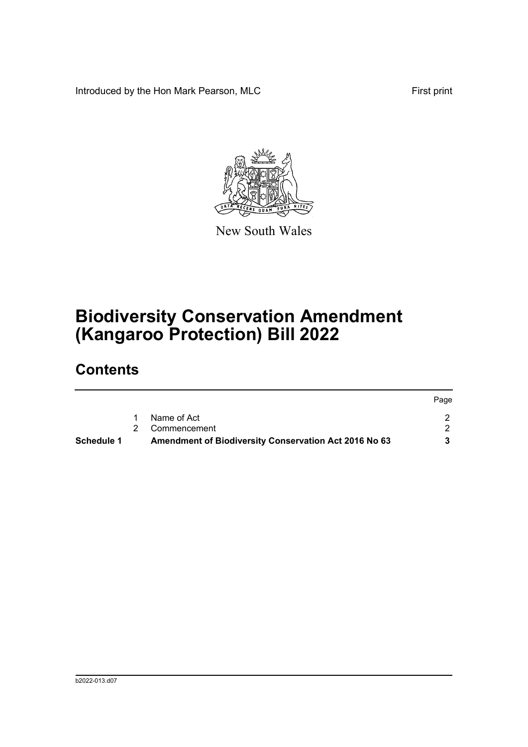Introduced by the Hon Mark Pearson, MLC

First print

New South Wales

# Biodiversity Conservation Amendment (Kangaroo Protection) Bill 2022

## Contents

| | | | Page |
|---|---|---|---|
| | 1 | Name of Act | 2 |
| | 2 | Commencement | 2 |
| **Schedule 1** | | **Amendment of Biodiversity Conservation Act 2016 No 63** | **3** |

b2022-013.d07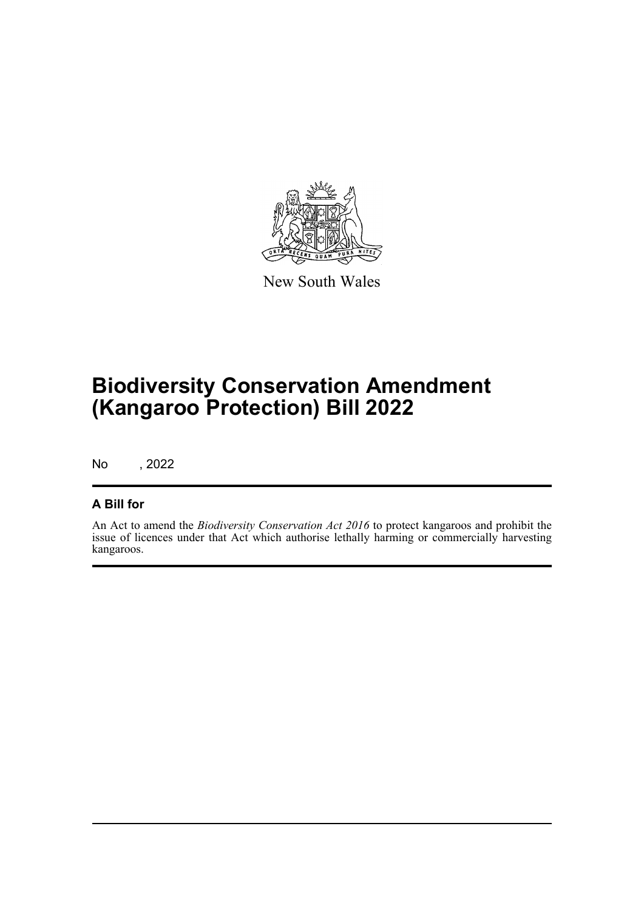New South Wales

# Biodiversity Conservation Amendment (Kangaroo Protection) Bill 2022

No , 2022

## A Bill for

An Act to amend the *Biodiversity Conservation Act 2016* to protect kangaroos and prohibit the issue of licences under that Act which authorise lethally harming or commercially harvesting kangaroos.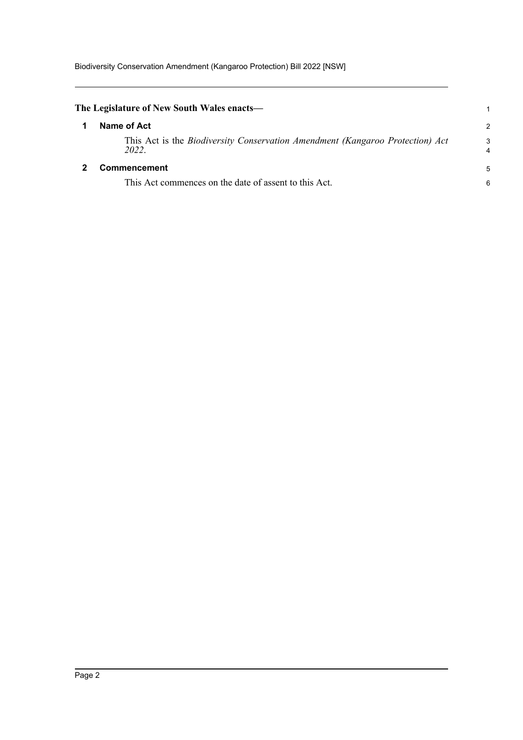**The Legislature of New South Wales enacts—**

## 1 Name of Act

This Act is the *Biodiversity Conservation Amendment (Kangaroo Protection) Act 2022*.

## 2 Commencement

This Act commences on the date of assent to this Act.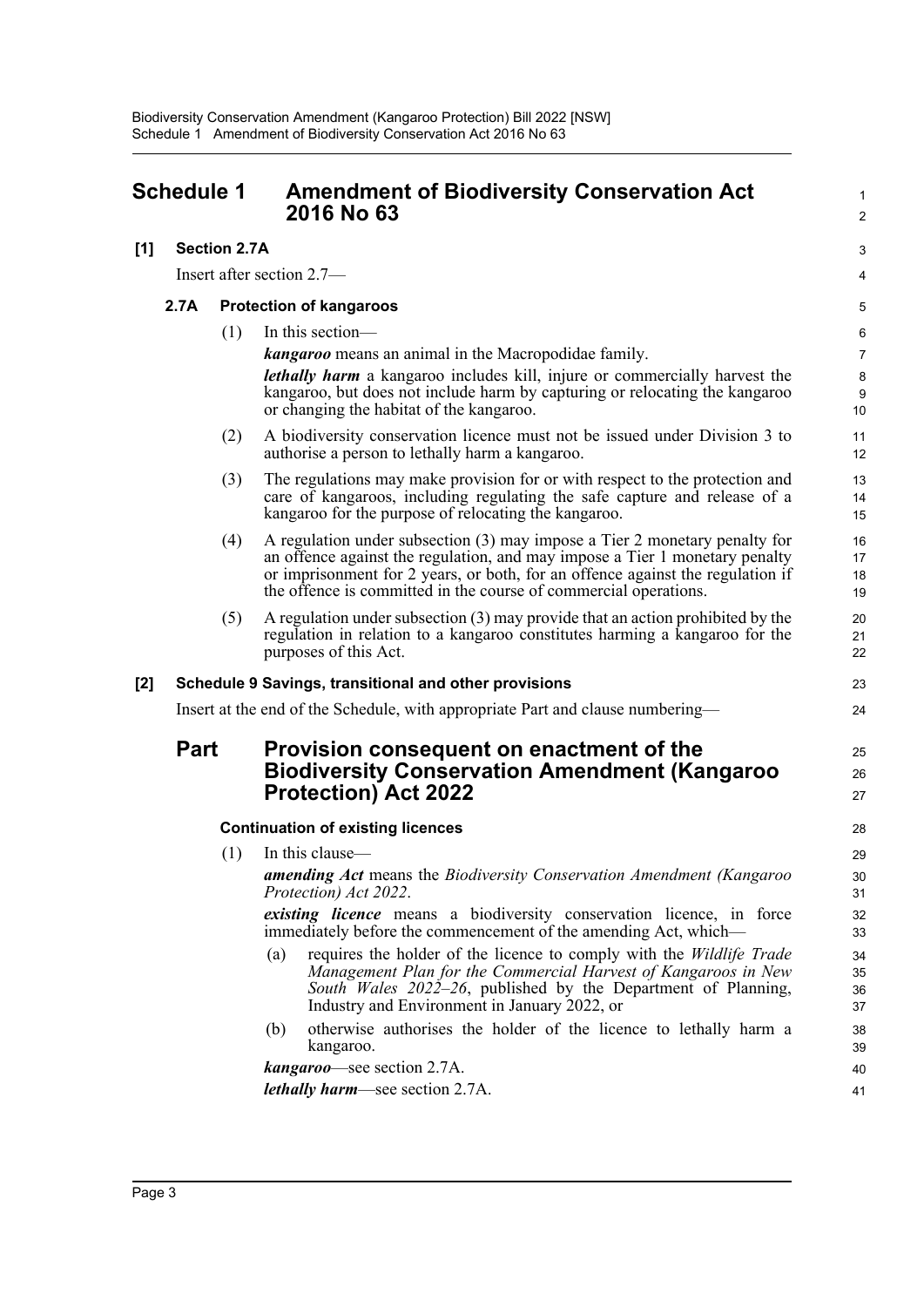# Schedule 1 Amendment of Biodiversity Conservation Act 2016 No 63

## [1] Section 2.7A

Insert after section 2.7—

### 2.7A Protection of kangaroos

(1) In this section—

***kangaroo*** means an animal in the Macropodidae family.

***lethally harm*** a kangaroo includes kill, injure or commercially harvest the kangaroo, but does not include harm by capturing or relocating the kangaroo or changing the habitat of the kangaroo.

(2) A biodiversity conservation licence must not be issued under Division 3 to authorise a person to lethally harm a kangaroo.

(3) The regulations may make provision for or with respect to the protection and care of kangaroos, including regulating the safe capture and release of a kangaroo for the purpose of relocating the kangaroo.

(4) A regulation under subsection (3) may impose a Tier 2 monetary penalty for an offence against the regulation, and may impose a Tier 1 monetary penalty or imprisonment for 2 years, or both, for an offence against the regulation if the offence is committed in the course of commercial operations.

(5) A regulation under subsection (3) may provide that an action prohibited by the regulation in relation to a kangaroo constitutes harming a kangaroo for the purposes of this Act.

## [2] Schedule 9 Savings, transitional and other provisions

Insert at the end of the Schedule, with appropriate Part and clause numbering—

## Part Provision consequent on enactment of the Biodiversity Conservation Amendment (Kangaroo Protection) Act 2022

### Continuation of existing licences

(1) In this clause—

***amending Act*** means the *Biodiversity Conservation Amendment (Kangaroo Protection) Act 2022*.

***existing licence*** means a biodiversity conservation licence, in force immediately before the commencement of the amending Act, which—

(a) requires the holder of the licence to comply with the *Wildlife Trade Management Plan for the Commercial Harvest of Kangaroos in New South Wales 2022–26*, published by the Department of Planning, Industry and Environment in January 2022, or

(b) otherwise authorises the holder of the licence to lethally harm a kangaroo.

***kangaroo***—see section 2.7A.

***lethally harm***—see section 2.7A.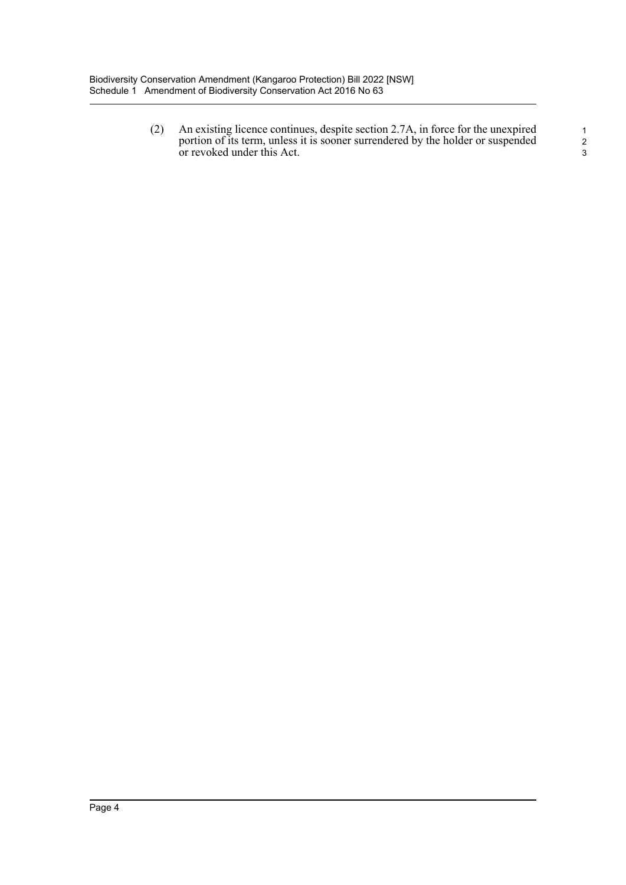(2) An existing licence continues, despite section 2.7A, in force for the unexpired portion of its term, unless it is sooner surrendered by the holder or suspended or revoked under this Act.